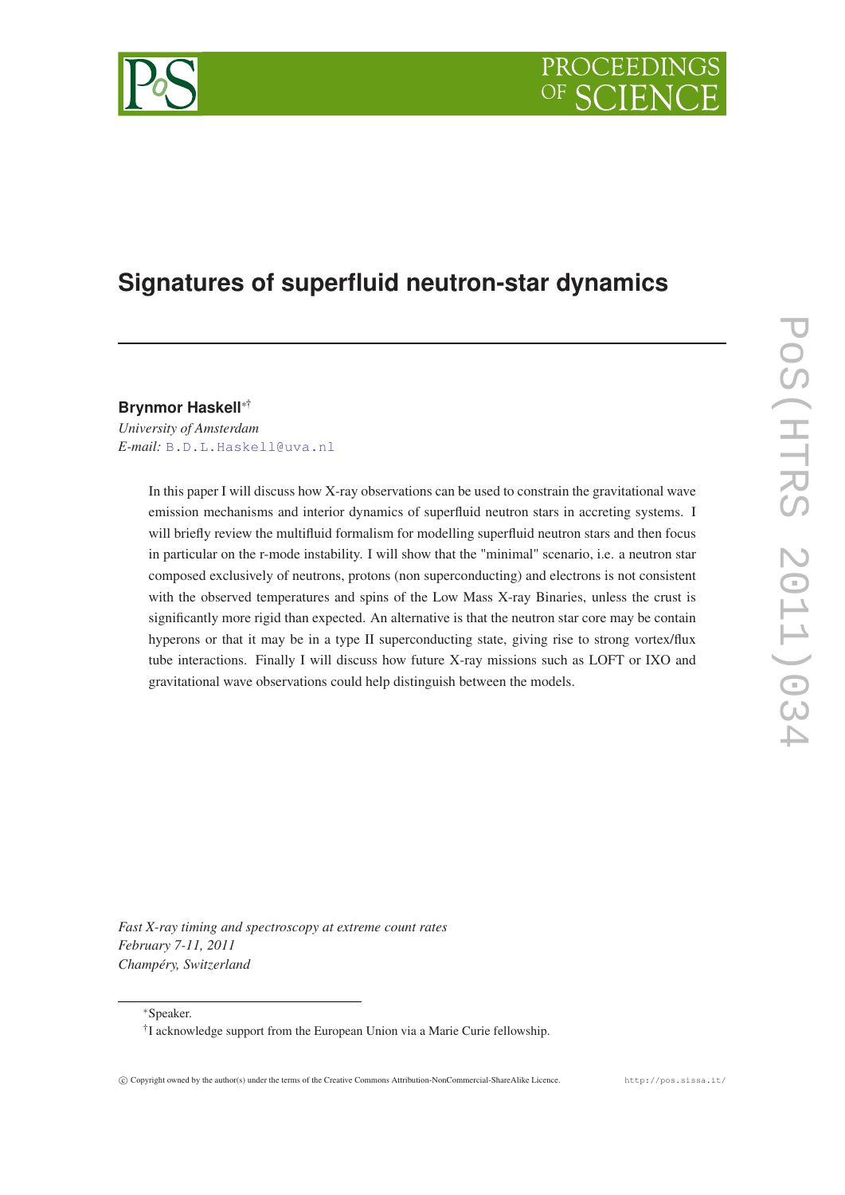# Signatures of superfluid neutron-star dynamics

**Brynmor Haskell**[*†]

*University of Amsterdam*
*E-mail:* B.D.L.Haskell@uva.nl

In this paper I will discuss how X-ray observations can be used to constrain the gravitational wave emission mechanisms and interior dynamics of superfluid neutron stars in accreting systems. I will briefly review the multifluid formalism for modelling superfluid neutron stars and then focus in particular on the r-mode instability. I will show that the "minimal" scenario, i.e. a neutron star composed exclusively of neutrons, protons (non superconducting) and electrons is not consistent with the observed temperatures and spins of the Low Mass X-ray Binaries, unless the crust is significantly more rigid than expected. An alternative is that the neutron star core may be contain hyperons or that it may be in a type II superconducting state, giving rise to strong vortex/flux tube interactions. Finally I will discuss how future X-ray missions such as LOFT or IXO and gravitational wave observations could help distinguish between the models.

*Fast X-ray timing and spectroscopy at extreme count rates*
*February 7-11, 2011*
*Champéry, Switzerland*

---

[*]Speaker.

[†]I acknowledge support from the European Union via a Marie Curie fellowship.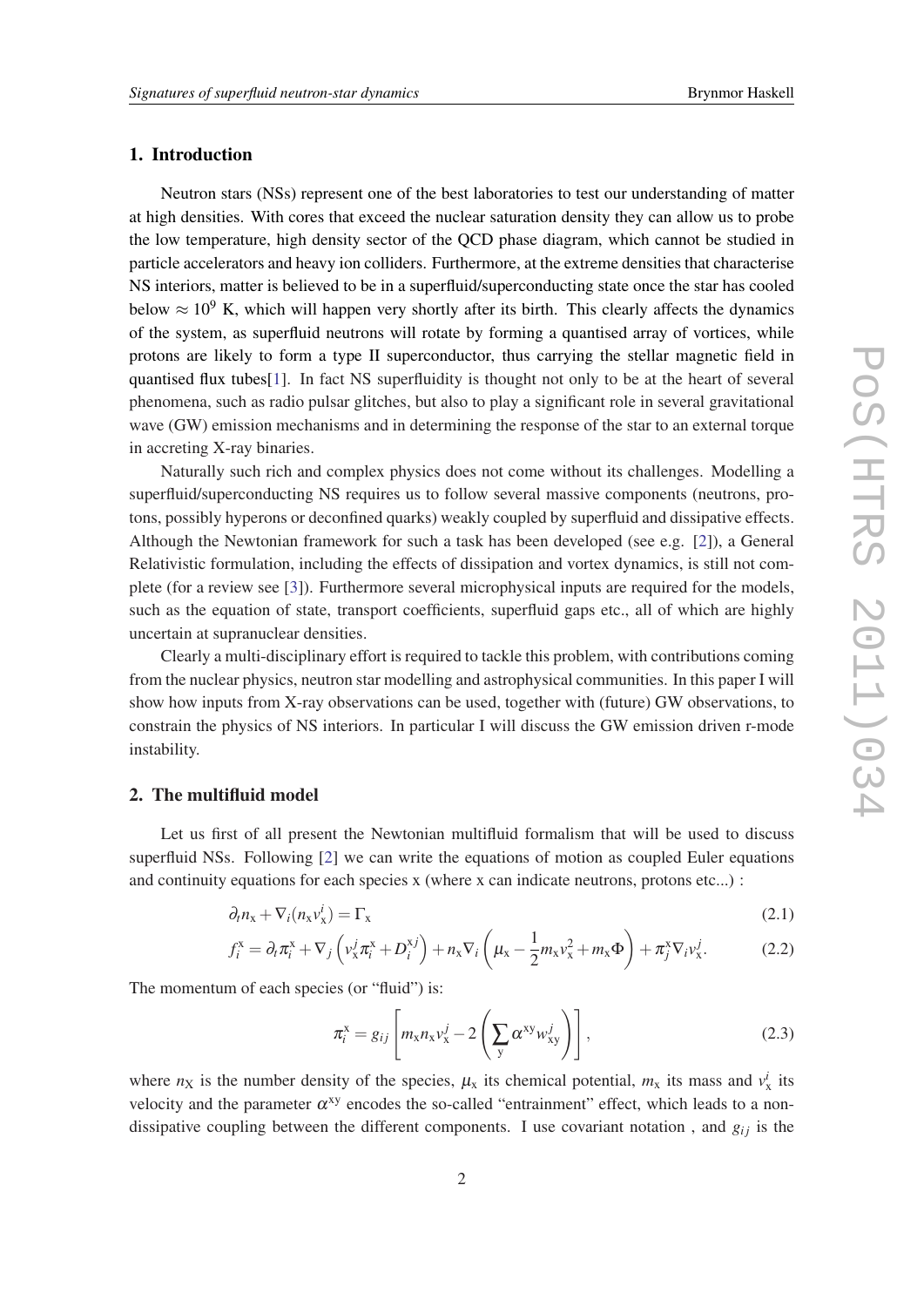## 1. Introduction

Neutron stars (NSs) represent one of the best laboratories to test our understanding of matter at high densities. With cores that exceed the nuclear saturation density they can allow us to probe the low temperature, high density sector of the QCD phase diagram, which cannot be studied in particle accelerators and heavy ion colliders. Furthermore, at the extreme densities that characterise NS interiors, matter is believed to be in a superfluid/superconducting state once the star has cooled below $\approx 10^9$ K, which will happen very shortly after its birth. This clearly affects the dynamics of the system, as superfluid neutrons will rotate by forming a quantised array of vortices, while protons are likely to form a type II superconductor, thus carrying the stellar magnetic field in quantised flux tubes[1]. In fact NS superfluidity is thought not only to be at the heart of several phenomena, such as radio pulsar glitches, but also to play a significant role in several gravitational wave (GW) emission mechanisms and in determining the response of the star to an external torque in accreting X-ray binaries.

Naturally such rich and complex physics does not come without its challenges. Modelling a superfluid/superconducting NS requires us to follow several massive components (neutrons, protons, possibly hyperons or deconfined quarks) weakly coupled by superfluid and dissipative effects. Although the Newtonian framework for such a task has been developed (see e.g. [2]), a General Relativistic formulation, including the effects of dissipation and vortex dynamics, is still not complete (for a review see [3]). Furthermore several microphysical inputs are required for the models, such as the equation of state, transport coefficients, superfluid gaps etc., all of which are highly uncertain at supranuclear densities.

Clearly a multi-disciplinary effort is required to tackle this problem, with contributions coming from the nuclear physics, neutron star modelling and astrophysical communities. In this paper I will show how inputs from X-ray observations can be used, together with (future) GW observations, to constrain the physics of NS interiors. In particular I will discuss the GW emission driven r-mode instability.

## 2. The multifluid model

Let us first of all present the Newtonian multifluid formalism that will be used to discuss superfluid NSs. Following [2] we can write the equations of motion as coupled Euler equations and continuity equations for each species x (where x can indicate neutrons, protons etc...) :

$$\partial_t n_{\mathrm{x}} + \nabla_i (n_{\mathrm{x}} v^i_{\mathrm{x}}) = \Gamma_{\mathrm{x}} \tag{2.1}$$

$$f^{\mathrm{x}}_i = \partial_t \pi^{\mathrm{x}}_i + \nabla_j \left( v^j_{\mathrm{x}} \pi^{\mathrm{x}}_i + D^{\mathrm{x}j}_i \right) + n_{\mathrm{x}} \nabla_i \left( \mu_{\mathrm{x}} - \frac{1}{2} m_{\mathrm{x}} v^2_{\mathrm{x}} + m_{\mathrm{x}} \Phi \right) + \pi^{\mathrm{x}}_j \nabla_i v^j_{\mathrm{x}}. \tag{2.2}$$

The momentum of each species (or "fluid") is:

$$\pi^{\mathrm{x}}_i = g_{ij} \left[ m_{\mathrm{x}} n_{\mathrm{x}} v^j_{\mathrm{x}} - 2 \left( \sum_{\mathrm{y}} \alpha^{\mathrm{xy}} w^j_{\mathrm{xy}} \right) \right], \tag{2.3}$$

where $n_{\mathrm{X}}$ is the number density of the species, $\mu_{\mathrm{x}}$ its chemical potential, $m_{\mathrm{x}}$ its mass and $v^i_{\mathrm{x}}$ its velocity and the parameter $\alpha^{\mathrm{xy}}$ encodes the so-called "entrainment" effect, which leads to a non-dissipative coupling between the different components. I use covariant notation , and $g_{ij}$ is the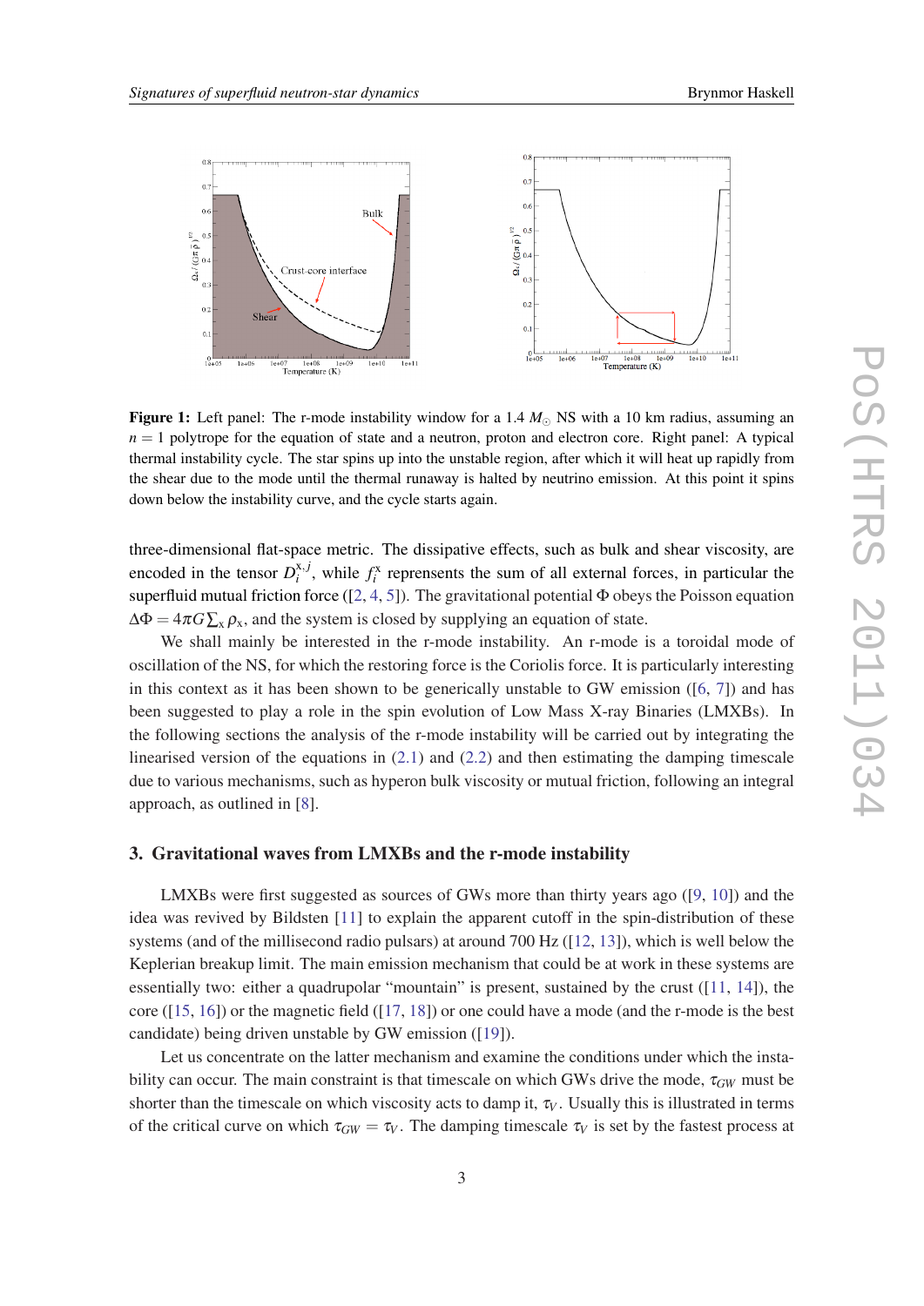**Figure 1:** Left panel: The r-mode instability window for a 1.4 $M_\odot$ NS with a 10 km radius, assuming an $n = 1$ polytrope for the equation of state and a neutron, proton and electron core. Right panel: A typical thermal instability cycle. The star spins up into the unstable region, after which it will heat up rapidly from the shear due to the mode until the thermal runaway is halted by neutrino emission. At this point it spins down below the instability curve, and the cycle starts again.

three-dimensional flat-space metric. The dissipative effects, such as bulk and shear viscosity, are encoded in the tensor $D_i^{x,j}$, while $f_i^x$ represents the sum of all external forces, in particular the superfluid mutual friction force ([2, 4, 5]). The gravitational potential $\Phi$ obeys the Poisson equation $\Delta\Phi = 4\pi G \sum_x \rho_x$, and the system is closed by supplying an equation of state.

We shall mainly be interested in the r-mode instability. An r-mode is a toroidal mode of oscillation of the NS, for which the restoring force is the Coriolis force. It is particularly interesting in this context as it has been shown to be generically unstable to GW emission ([6, 7]) and has been suggested to play a role in the spin evolution of Low Mass X-ray Binaries (LMXBs). In the following sections the analysis of the r-mode instability will be carried out by integrating the linearised version of the equations in (2.1) and (2.2) and then estimating the damping timescale due to various mechanisms, such as hyperon bulk viscosity or mutual friction, following an integral approach, as outlined in [8].

## 3. Gravitational waves from LMXBs and the r-mode instability

LMXBs were first suggested as sources of GWs more than thirty years ago ([9, 10]) and the idea was revived by Bildsten [11] to explain the apparent cutoff in the spin-distribution of these systems (and of the millisecond radio pulsars) at around 700 Hz ([12, 13]), which is well below the Keplerian breakup limit. The main emission mechanism that could be at work in these systems are essentially two: either a quadrupolar "mountain" is present, sustained by the crust ([11, 14]), the core ([15, 16]) or the magnetic field ([17, 18]) or one could have a mode (and the r-mode is the best candidate) being driven unstable by GW emission ([19]).

Let us concentrate on the latter mechanism and examine the conditions under which the instability can occur. The main constraint is that timescale on which GWs drive the mode, $\tau_{GW}$ must be shorter than the timescale on which viscosity acts to damp it, $\tau_V$. Usually this is illustrated in terms of the critical curve on which $\tau_{GW} = \tau_V$. The damping timescale $\tau_V$ is set by the fastest process at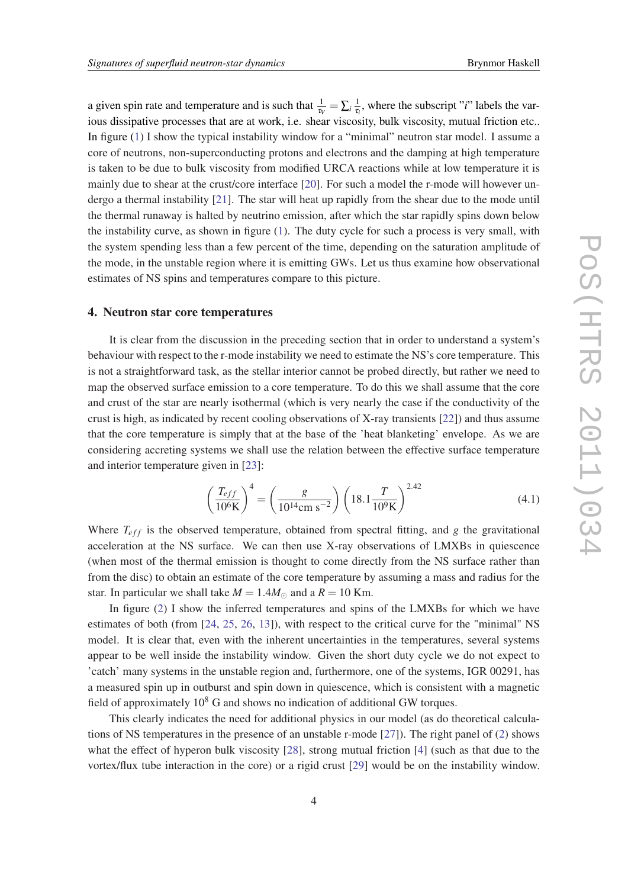a given spin rate and temperature and is such that $\frac{1}{\tau_V} = \sum_i \frac{1}{\tau_i}$, where the subscript "$i$" labels the various dissipative processes that are at work, i.e. shear viscosity, bulk viscosity, mutual friction etc.. In figure (1) I show the typical instability window for a "minimal" neutron star model. I assume a core of neutrons, non-superconducting protons and electrons and the damping at high temperature is taken to be due to bulk viscosity from modified URCA reactions while at low temperature it is mainly due to shear at the crust/core interface [20]. For such a model the r-mode will however undergo a thermal instability [21]. The star will heat up rapidly from the shear due to the mode until the thermal runaway is halted by neutrino emission, after which the star rapidly spins down below the instability curve, as shown in figure (1). The duty cycle for such a process is very small, with the system spending less than a few percent of the time, depending on the saturation amplitude of the mode, in the unstable region where it is emitting GWs. Let us thus examine how observational estimates of NS spins and temperatures compare to this picture.

## 4. Neutron star core temperatures

It is clear from the discussion in the preceding section that in order to understand a system's behaviour with respect to the r-mode instability we need to estimate the NS's core temperature. This is not a straightforward task, as the stellar interior cannot be probed directly, but rather we need to map the observed surface emission to a core temperature. To do this we shall assume that the core and crust of the star are nearly isothermal (which is very nearly the case if the conductivity of the crust is high, as indicated by recent cooling observations of X-ray transients [22]) and thus assume that the core temperature is simply that at the base of the 'heat blanketing' envelope. As we are considering accreting systems we shall use the relation between the effective surface temperature and interior temperature given in [23]:

$$\left(\frac{T_{eff}}{10^6\mathrm{K}}\right)^4 = \left(\frac{g}{10^{14}\mathrm{cm\ s}^{-2}}\right)\left(18.1\frac{T}{10^9\mathrm{K}}\right)^{2.42} \tag{4.1}$$

Where $T_{eff}$ is the observed temperature, obtained from spectral fitting, and $g$ the gravitational acceleration at the NS surface. We can then use X-ray observations of LMXBs in quiescence (when most of the thermal emission is thought to come directly from the NS surface rather than from the disc) to obtain an estimate of the core temperature by assuming a mass and radius for the star. In particular we shall take $M = 1.4M_\odot$ and a $R = 10$ Km.

In figure (2) I show the inferred temperatures and spins of the LMXBs for which we have estimates of both (from [24, 25, 26, 13]), with respect to the critical curve for the "minimal" NS model. It is clear that, even with the inherent uncertainties in the temperatures, several systems appear to be well inside the instability window. Given the short duty cycle we do not expect to 'catch' many systems in the unstable region and, furthermore, one of the systems, IGR 00291, has a measured spin up in outburst and spin down in quiescence, which is consistent with a magnetic field of approximately $10^8$ G and shows no indication of additional GW torques.

This clearly indicates the need for additional physics in our model (as do theoretical calculations of NS temperatures in the presence of an unstable r-mode [27]). The right panel of (2) shows what the effect of hyperon bulk viscosity [28], strong mutual friction [4] (such as that due to the vortex/flux tube interaction in the core) or a rigid crust [29] would be on the instability window.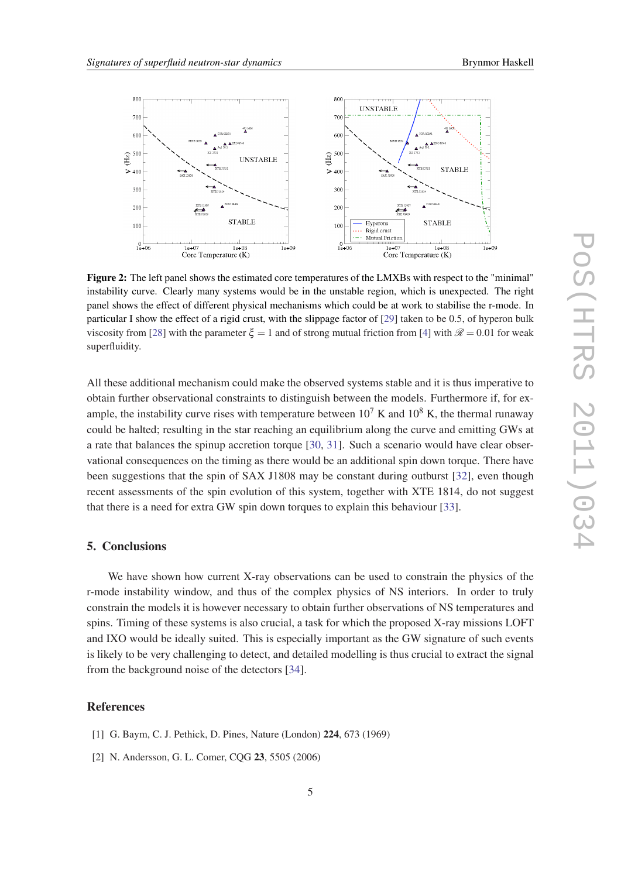**Figure 2:** The left panel shows the estimated core temperatures of the LMXBs with respect to the "minimal" instability curve. Clearly many systems would be in the unstable region, which is unexpected. The right panel shows the effect of different physical mechanisms which could be at work to stabilise the r-mode. In particular I show the effect of a rigid crust, with the slippage factor of [29] taken to be 0.5, of hyperon bulk viscosity from [28] with the parameter $\xi = 1$ and of strong mutual friction from [4] with $\mathscr{R} = 0.01$ for weak superfluidity.

All these additional mechanism could make the observed systems stable and it is thus imperative to obtain further observational constraints to distinguish between the models. Furthermore if, for example, the instability curve rises with temperature between $10^7$ K and $10^8$ K, the thermal runaway could be halted; resulting in the star reaching an equilibrium along the curve and emitting GWs at a rate that balances the spinup accretion torque [30, 31]. Such a scenario would have clear observational consequences on the timing as there would be an additional spin down torque. There have been suggestions that the spin of SAX J1808 may be constant during outburst [32], even though recent assessments of the spin evolution of this system, together with XTE 1814, do not suggest that there is a need for extra GW spin down torques to explain this behaviour [33].

## 5. Conclusions

We have shown how current X-ray observations can be used to constrain the physics of the r-mode instability window, and thus of the complex physics of NS interiors. In order to truly constrain the models it is however necessary to obtain further observations of NS temperatures and spins. Timing of these systems is also crucial, a task for which the proposed X-ray missions LOFT and IXO would be ideally suited. This is especially important as the GW signature of such events is likely to be very challenging to detect, and detailed modelling is thus crucial to extract the signal from the background noise of the detectors [34].

## References

[1] G. Baym, C. J. Pethick, D. Pines, Nature (London) **224**, 673 (1969)

[2] N. Andersson, G. L. Comer, CQG **23**, 5505 (2006)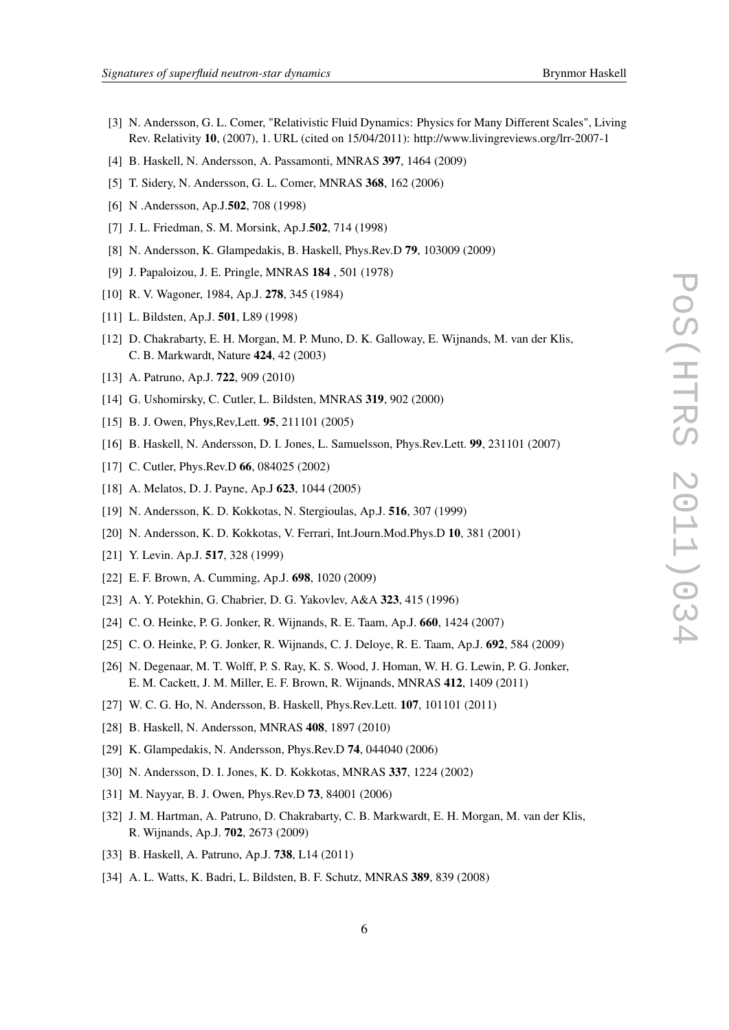[3] N. Andersson, G. L. Comer, "Relativistic Fluid Dynamics: Physics for Many Different Scales", Living Rev. Relativity **10**, (2007), 1. URL (cited on 15/04/2011): http://www.livingreviews.org/lrr-2007-1

[4] B. Haskell, N. Andersson, A. Passamonti, MNRAS **397**, 1464 (2009)

[5] T. Sidery, N. Andersson, G. L. Comer, MNRAS **368**, 162 (2006)

[6] N .Andersson, Ap.J.**502**, 708 (1998)

[7] J. L. Friedman, S. M. Morsink, Ap.J.**502**, 714 (1998)

[8] N. Andersson, K. Glampedakis, B. Haskell, Phys.Rev.D **79**, 103009 (2009)

[9] J. Papaloizou, J. E. Pringle, MNRAS **184** , 501 (1978)

[10] R. V. Wagoner, 1984, Ap.J. **278**, 345 (1984)

[11] L. Bildsten, Ap.J. **501**, L89 (1998)

[12] D. Chakrabarty, E. H. Morgan, M. P. Muno, D. K. Galloway, E. Wijnands, M. van der Klis, C. B. Markwardt, Nature **424**, 42 (2003)

[13] A. Patruno, Ap.J. **722**, 909 (2010)

[14] G. Ushomirsky, C. Cutler, L. Bildsten, MNRAS **319**, 902 (2000)

[15] B. J. Owen, Phys,Rev,Lett. **95**, 211101 (2005)

[16] B. Haskell, N. Andersson, D. I. Jones, L. Samuelsson, Phys.Rev.Lett. **99**, 231101 (2007)

[17] C. Cutler, Phys.Rev.D **66**, 084025 (2002)

[18] A. Melatos, D. J. Payne, Ap.J **623**, 1044 (2005)

[19] N. Andersson, K. D. Kokkotas, N. Stergioulas, Ap.J. **516**, 307 (1999)

[20] N. Andersson, K. D. Kokkotas, V. Ferrari, Int.Journ.Mod.Phys.D **10**, 381 (2001)

[21] Y. Levin. Ap.J. **517**, 328 (1999)

[22] E. F. Brown, A. Cumming, Ap.J. **698**, 1020 (2009)

[23] A. Y. Potekhin, G. Chabrier, D. G. Yakovlev, A&A **323**, 415 (1996)

[24] C. O. Heinke, P. G. Jonker, R. Wijnands, R. E. Taam, Ap.J. **660**, 1424 (2007)

[25] C. O. Heinke, P. G. Jonker, R. Wijnands, C. J. Deloye, R. E. Taam, Ap.J. **692**, 584 (2009)

[26] N. Degenaar, M. T. Wolff, P. S. Ray, K. S. Wood, J. Homan, W. H. G. Lewin, P. G. Jonker, E. M. Cackett, J. M. Miller, E. F. Brown, R. Wijnands, MNRAS **412**, 1409 (2011)

[27] W. C. G. Ho, N. Andersson, B. Haskell, Phys.Rev.Lett. **107**, 101101 (2011)

[28] B. Haskell, N. Andersson, MNRAS **408**, 1897 (2010)

[29] K. Glampedakis, N. Andersson, Phys.Rev.D **74**, 044040 (2006)

[30] N. Andersson, D. I. Jones, K. D. Kokkotas, MNRAS **337**, 1224 (2002)

[31] M. Nayyar, B. J. Owen, Phys.Rev.D **73**, 84001 (2006)

[32] J. M. Hartman, A. Patruno, D. Chakrabarty, C. B. Markwardt, E. H. Morgan, M. van der Klis, R. Wijnands, Ap.J. **702**, 2673 (2009)

[33] B. Haskell, A. Patruno, Ap.J. **738**, L14 (2011)

[34] A. L. Watts, K. Badri, L. Bildsten, B. F. Schutz, MNRAS **389**, 839 (2008)